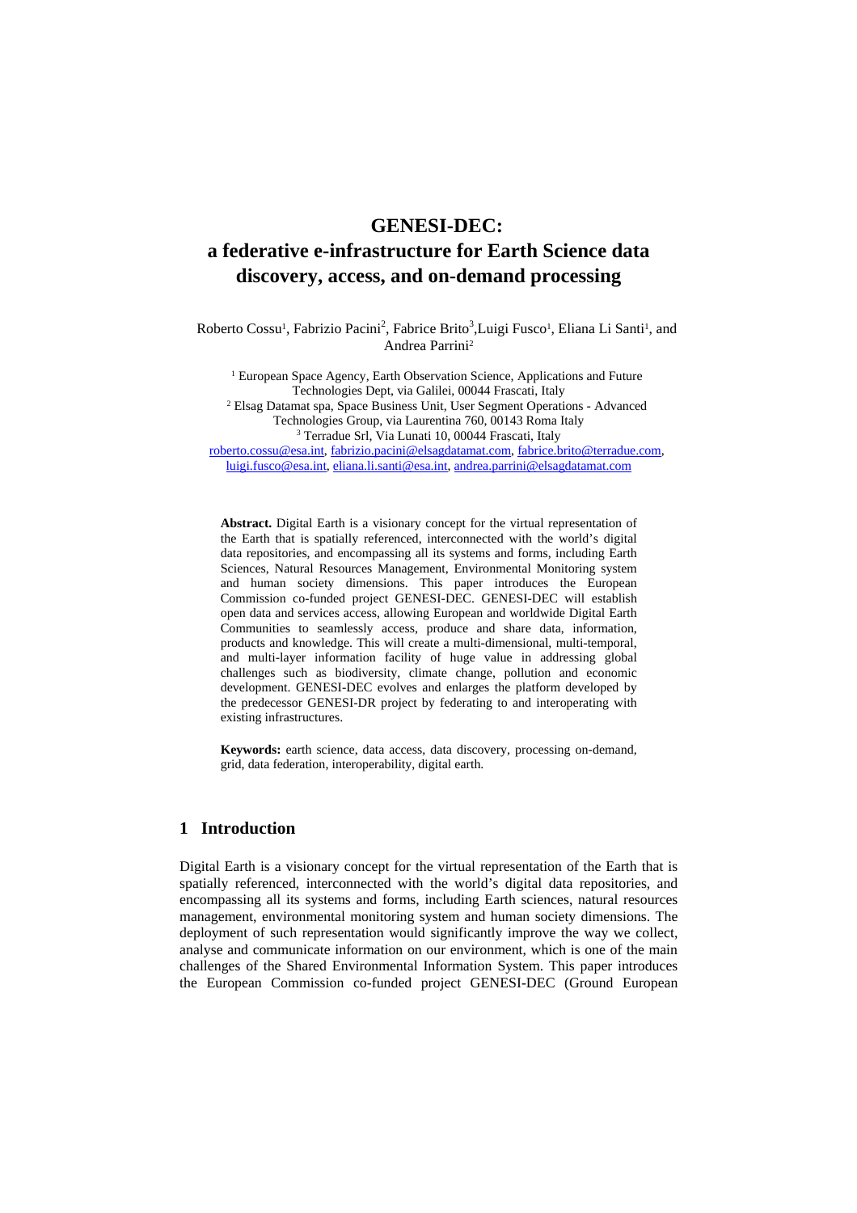# GENESI-DEC:
# a federative e-infrastructure for Earth Science data discovery, access, and on-demand processing

Roberto Cossu[1], Fabrizio Pacini[2], Fabrice Brito[3],Luigi Fusco[1], Eliana Li Santi[1], and Andrea Parrini[2]

[1] European Space Agency, Earth Observation Science, Applications and Future Technologies Dept, via Galilei, 00044 Frascati, Italy
[2] Elsag Datamat spa, Space Business Unit, User Segment Operations - Advanced Technologies Group, via Laurentina 760, 00143 Roma Italy
[3] Terradue Srl, Via Lunati 10, 00044 Frascati, Italy
roberto.cossu@esa.int, fabrizio.pacini@elsagdatamat.com, fabrice.brito@terradue.com, luigi.fusco@esa.int, eliana.li.santi@esa.int, andrea.parrini@elsagdatamat.com

**Abstract.** Digital Earth is a visionary concept for the virtual representation of the Earth that is spatially referenced, interconnected with the world's digital data repositories, and encompassing all its systems and forms, including Earth Sciences, Natural Resources Management, Environmental Monitoring system and human society dimensions. This paper introduces the European Commission co-funded project GENESI-DEC. GENESI-DEC will establish open data and services access, allowing European and worldwide Digital Earth Communities to seamlessly access, produce and share data, information, products and knowledge. This will create a multi-dimensional, multi-temporal, and multi-layer information facility of huge value in addressing global challenges such as biodiversity, climate change, pollution and economic development. GENESI-DEC evolves and enlarges the platform developed by the predecessor GENESI-DR project by federating to and interoperating with existing infrastructures.

**Keywords:** earth science, data access, data discovery, processing on-demand, grid, data federation, interoperability, digital earth.

## 1 Introduction

Digital Earth is a visionary concept for the virtual representation of the Earth that is spatially referenced, interconnected with the world's digital data repositories, and encompassing all its systems and forms, including Earth sciences, natural resources management, environmental monitoring system and human society dimensions. The deployment of such representation would significantly improve the way we collect, analyse and communicate information on our environment, which is one of the main challenges of the Shared Environmental Information System. This paper introduces the European Commission co-funded project GENESI-DEC (Ground European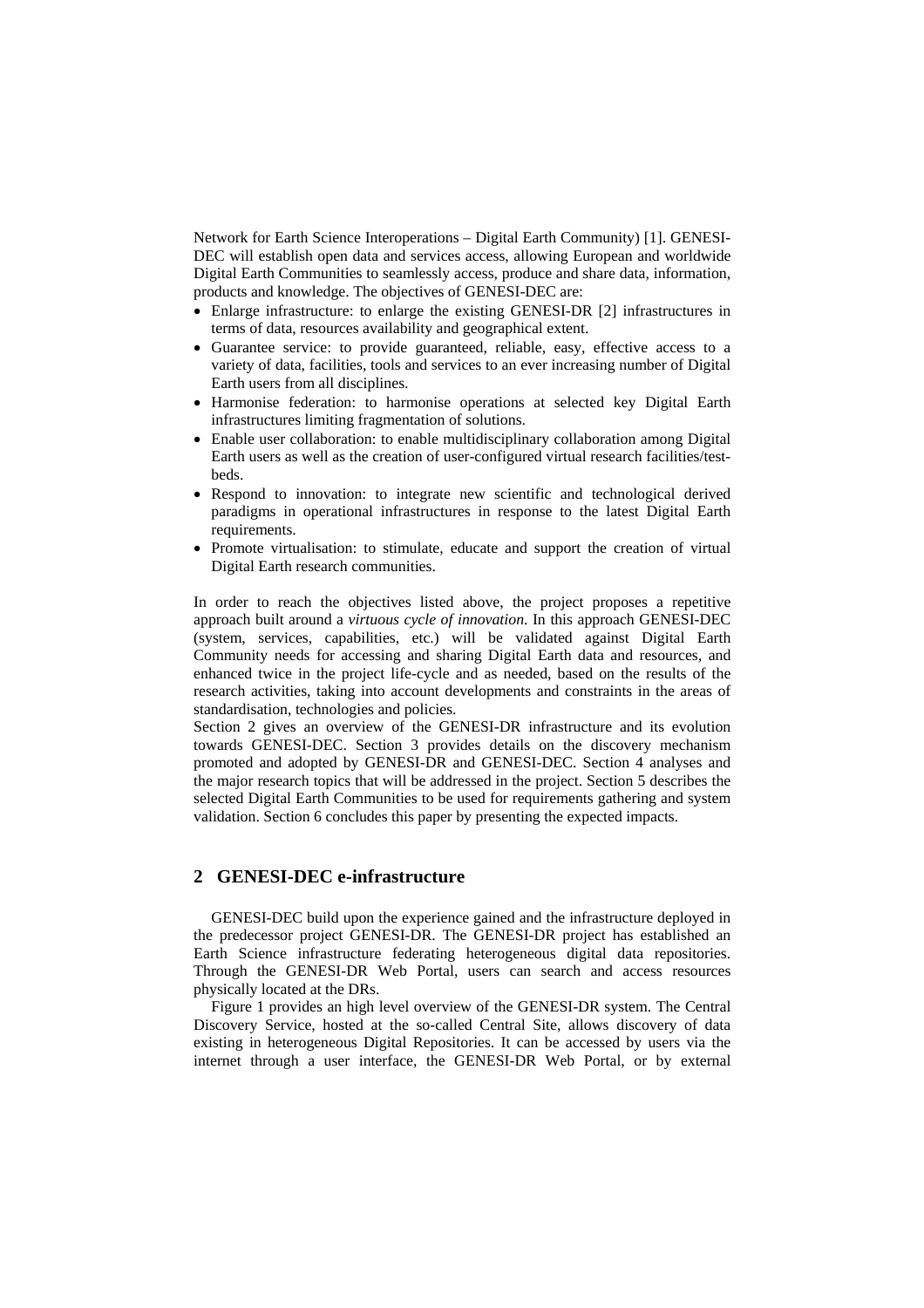Network for Earth Science Interoperations – Digital Earth Community) [1]. GENESI-DEC will establish open data and services access, allowing European and worldwide Digital Earth Communities to seamlessly access, produce and share data, information, products and knowledge. The objectives of GENESI-DEC are:

- Enlarge infrastructure: to enlarge the existing GENESI-DR [2] infrastructures in terms of data, resources availability and geographical extent.
- Guarantee service: to provide guaranteed, reliable, easy, effective access to a variety of data, facilities, tools and services to an ever increasing number of Digital Earth users from all disciplines.
- Harmonise federation: to harmonise operations at selected key Digital Earth infrastructures limiting fragmentation of solutions.
- Enable user collaboration: to enable multidisciplinary collaboration among Digital Earth users as well as the creation of user-configured virtual research facilities/test-beds.
- Respond to innovation: to integrate new scientific and technological derived paradigms in operational infrastructures in response to the latest Digital Earth requirements.
- Promote virtualisation: to stimulate, educate and support the creation of virtual Digital Earth research communities.

In order to reach the objectives listed above, the project proposes a repetitive approach built around a *virtuous cycle of innovation*. In this approach GENESI-DEC (system, services, capabilities, etc.) will be validated against Digital Earth Community needs for accessing and sharing Digital Earth data and resources, and enhanced twice in the project life-cycle and as needed, based on the results of the research activities, taking into account developments and constraints in the areas of standardisation, technologies and policies.

Section 2 gives an overview of the GENESI-DR infrastructure and its evolution towards GENESI-DEC. Section 3 provides details on the discovery mechanism promoted and adopted by GENESI-DR and GENESI-DEC. Section 4 analyses and the major research topics that will be addressed in the project. Section 5 describes the selected Digital Earth Communities to be used for requirements gathering and system validation. Section 6 concludes this paper by presenting the expected impacts.

## 2 GENESI-DEC e-infrastructure

GENESI-DEC build upon the experience gained and the infrastructure deployed in the predecessor project GENESI-DR. The GENESI-DR project has established an Earth Science infrastructure federating heterogeneous digital data repositories. Through the GENESI-DR Web Portal, users can search and access resources physically located at the DRs.

Figure 1 provides an high level overview of the GENESI-DR system. The Central Discovery Service, hosted at the so-called Central Site, allows discovery of data existing in heterogeneous Digital Repositories. It can be accessed by users via the internet through a user interface, the GENESI-DR Web Portal, or by external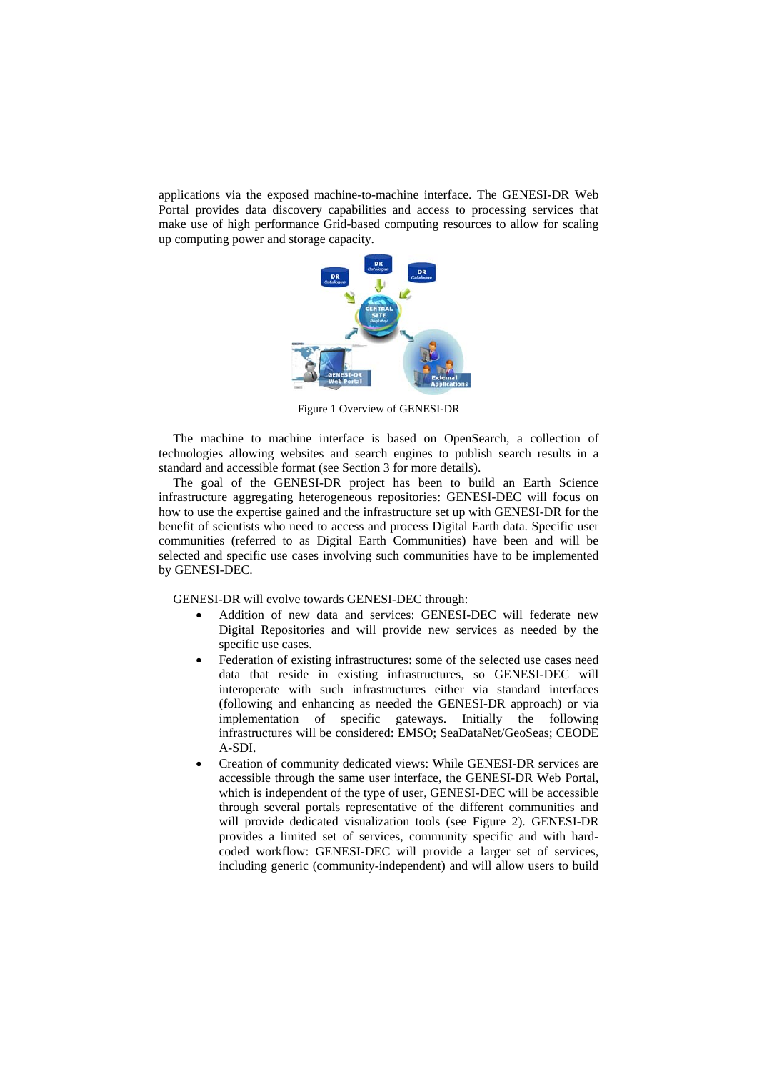applications via the exposed machine-to-machine interface. The GENESI-DR Web Portal provides data discovery capabilities and access to processing services that make use of high performance Grid-based computing resources to allow for scaling up computing power and storage capacity.

Figure 1 Overview of GENESI-DR

The machine to machine interface is based on OpenSearch, a collection of technologies allowing websites and search engines to publish search results in a standard and accessible format (see Section 3 for more details).

The goal of the GENESI-DR project has been to build an Earth Science infrastructure aggregating heterogeneous repositories: GENESI-DEC will focus on how to use the expertise gained and the infrastructure set up with GENESI-DR for the benefit of scientists who need to access and process Digital Earth data. Specific user communities (referred to as Digital Earth Communities) have been and will be selected and specific use cases involving such communities have to be implemented by GENESI-DEC.

GENESI-DR will evolve towards GENESI-DEC through:

- Addition of new data and services: GENESI-DEC will federate new Digital Repositories and will provide new services as needed by the specific use cases.
- Federation of existing infrastructures: some of the selected use cases need data that reside in existing infrastructures, so GENESI-DEC will interoperate with such infrastructures either via standard interfaces (following and enhancing as needed the GENESI-DR approach) or via implementation of specific gateways. Initially the following infrastructures will be considered: EMSO; SeaDataNet/GeoSeas; CEODE A-SDI.
- Creation of community dedicated views: While GENESI-DR services are accessible through the same user interface, the GENESI-DR Web Portal, which is independent of the type of user, GENESI-DEC will be accessible through several portals representative of the different communities and will provide dedicated visualization tools (see Figure 2). GENESI-DR provides a limited set of services, community specific and with hard-coded workflow: GENESI-DEC will provide a larger set of services, including generic (community-independent) and will allow users to build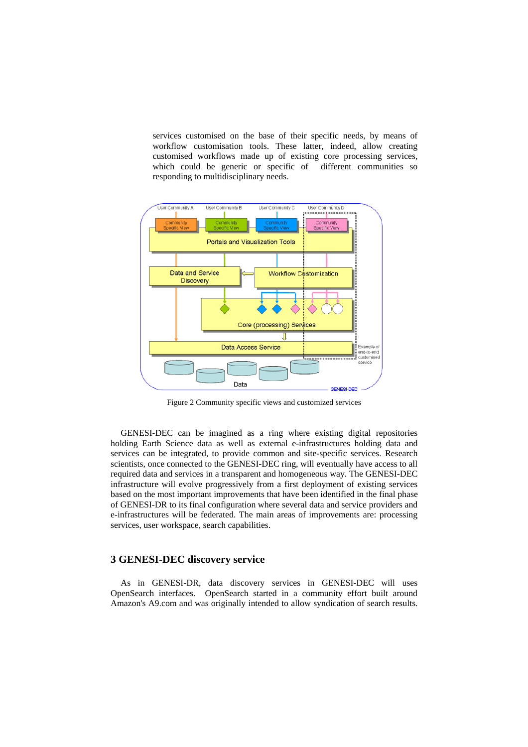services customised on the base of their specific needs, by means of workflow customisation tools. These latter, indeed, allow creating customised workflows made up of existing core processing services, which could be generic or specific of different communities so responding to multidisciplinary needs.

Figure 2 Community specific views and customized services

GENESI-DEC can be imagined as a ring where existing digital repositories holding Earth Science data as well as external e-infrastructures holding data and services can be integrated, to provide common and site-specific services. Research scientists, once connected to the GENESI-DEC ring, will eventually have access to all required data and services in a transparent and homogeneous way. The GENESI-DEC infrastructure will evolve progressively from a first deployment of existing services based on the most important improvements that have been identified in the final phase of GENESI-DR to its final configuration where several data and service providers and e-infrastructures will be federated. The main areas of improvements are: processing services, user workspace, search capabilities.

## 3 GENESI-DEC discovery service

As in GENESI-DR, data discovery services in GENESI-DEC will uses OpenSearch interfaces. OpenSearch started in a community effort built around Amazon's A9.com and was originally intended to allow syndication of search results.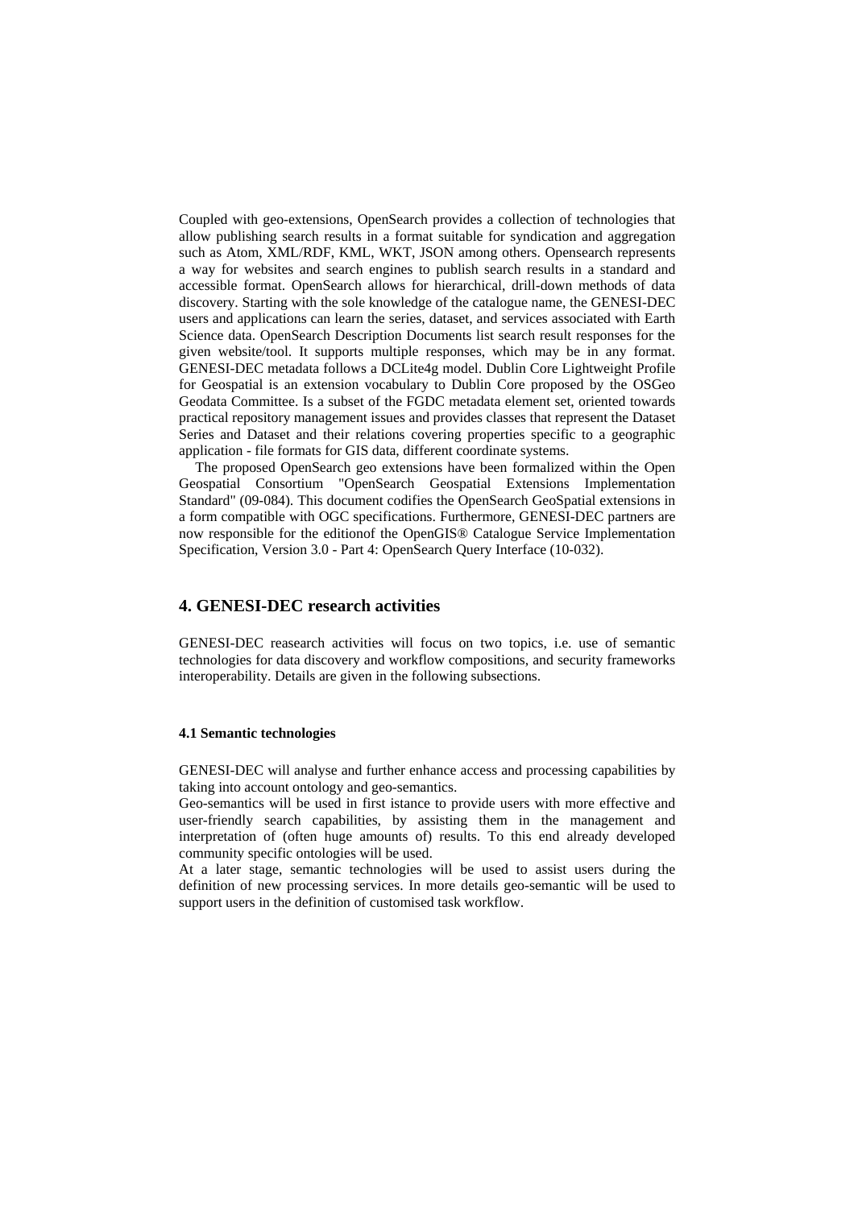Coupled with geo-extensions, OpenSearch provides a collection of technologies that allow publishing search results in a format suitable for syndication and aggregation such as Atom, XML/RDF, KML, WKT, JSON among others. Opensearch represents a way for websites and search engines to publish search results in a standard and accessible format. OpenSearch allows for hierarchical, drill-down methods of data discovery. Starting with the sole knowledge of the catalogue name, the GENESI-DEC users and applications can learn the series, dataset, and services associated with Earth Science data. OpenSearch Description Documents list search result responses for the given website/tool. It supports multiple responses, which may be in any format. GENESI-DEC metadata follows a DCLite4g model. Dublin Core Lightweight Profile for Geospatial is an extension vocabulary to Dublin Core proposed by the OSGeo Geodata Committee. Is a subset of the FGDC metadata element set, oriented towards practical repository management issues and provides classes that represent the Dataset Series and Dataset and their relations covering properties specific to a geographic application - file formats for GIS data, different coordinate systems.

The proposed OpenSearch geo extensions have been formalized within the Open Geospatial Consortium "OpenSearch Geospatial Extensions Implementation Standard" (09-084). This document codifies the OpenSearch GeoSpatial extensions in a form compatible with OGC specifications. Furthermore, GENESI-DEC partners are now responsible for the editionof the OpenGIS® Catalogue Service Implementation Specification, Version 3.0 - Part 4: OpenSearch Query Interface (10-032).

## 4. GENESI-DEC research activities

GENESI-DEC reasearch activities will focus on two topics, i.e. use of semantic technologies for data discovery and workflow compositions, and security frameworks interoperability. Details are given in the following subsections.

### 4.1 Semantic technologies

GENESI-DEC will analyse and further enhance access and processing capabilities by taking into account ontology and geo-semantics.

Geo-semantics will be used in first istance to provide users with more effective and user-friendly search capabilities, by assisting them in the management and interpretation of (often huge amounts of) results. To this end already developed community specific ontologies will be used.

At a later stage, semantic technologies will be used to assist users during the definition of new processing services. In more details geo-semantic will be used to support users in the definition of customised task workflow.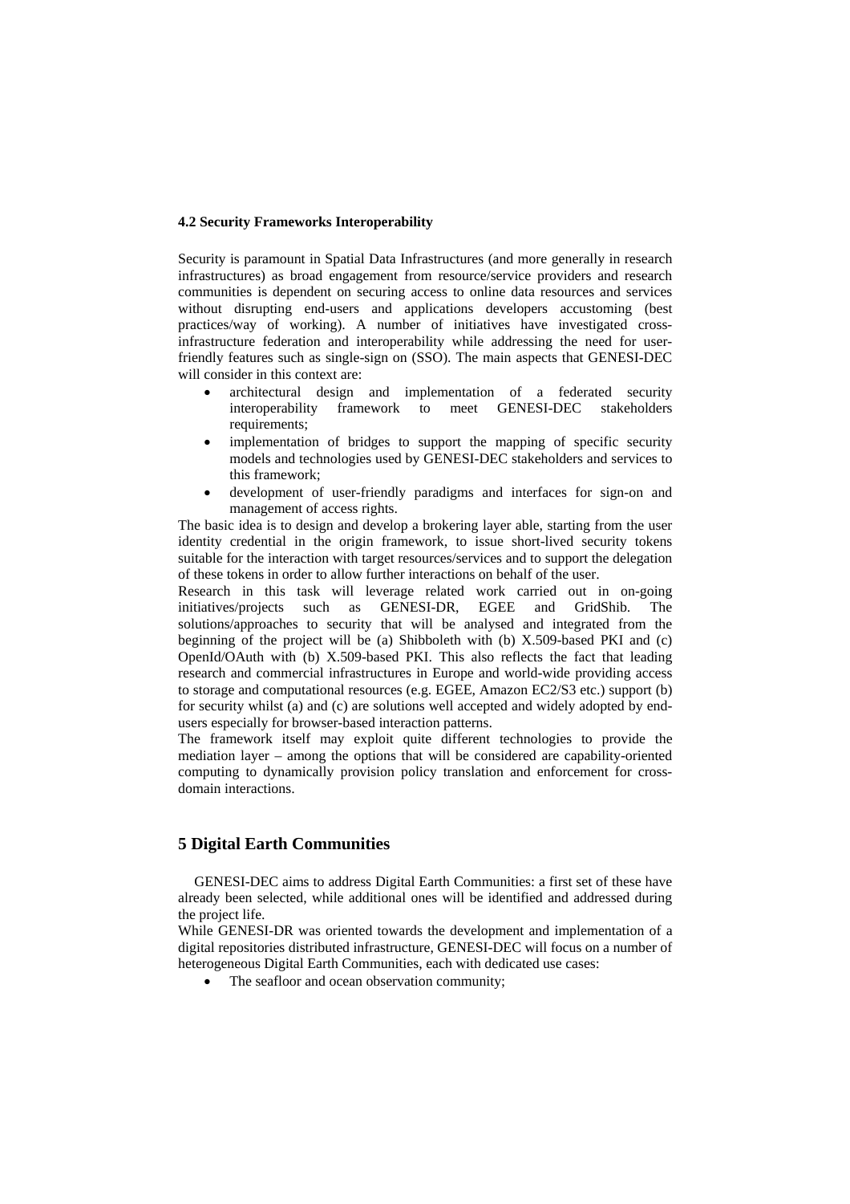### 4.2 Security Frameworks Interoperability

Security is paramount in Spatial Data Infrastructures (and more generally in research infrastructures) as broad engagement from resource/service providers and research communities is dependent on securing access to online data resources and services without disrupting end-users and applications developers accustoming (best practices/way of working). A number of initiatives have investigated cross-infrastructure federation and interoperability while addressing the need for user-friendly features such as single-sign on (SSO). The main aspects that GENESI-DEC will consider in this context are:

- architectural design and implementation of a federated security interoperability framework to meet GENESI-DEC stakeholders requirements;
- implementation of bridges to support the mapping of specific security models and technologies used by GENESI-DEC stakeholders and services to this framework;
- development of user-friendly paradigms and interfaces for sign-on and management of access rights.

The basic idea is to design and develop a brokering layer able, starting from the user identity credential in the origin framework, to issue short-lived security tokens suitable for the interaction with target resources/services and to support the delegation of these tokens in order to allow further interactions on behalf of the user.

Research in this task will leverage related work carried out in on-going initiatives/projects such as GENESI-DR, EGEE and GridShib. The solutions/approaches to security that will be analysed and integrated from the beginning of the project will be (a) Shibboleth with (b) X.509-based PKI and (c) OpenId/OAuth with (b) X.509-based PKI. This also reflects the fact that leading research and commercial infrastructures in Europe and world-wide providing access to storage and computational resources (e.g. EGEE, Amazon EC2/S3 etc.) support (b) for security whilst (a) and (c) are solutions well accepted and widely adopted by end-users especially for browser-based interaction patterns.

The framework itself may exploit quite different technologies to provide the mediation layer – among the options that will be considered are capability-oriented computing to dynamically provision policy translation and enforcement for cross-domain interactions.

## 5 Digital Earth Communities

GENESI-DEC aims to address Digital Earth Communities: a first set of these have already been selected, while additional ones will be identified and addressed during the project life.

While GENESI-DR was oriented towards the development and implementation of a digital repositories distributed infrastructure, GENESI-DEC will focus on a number of heterogeneous Digital Earth Communities, each with dedicated use cases:

- The seafloor and ocean observation community;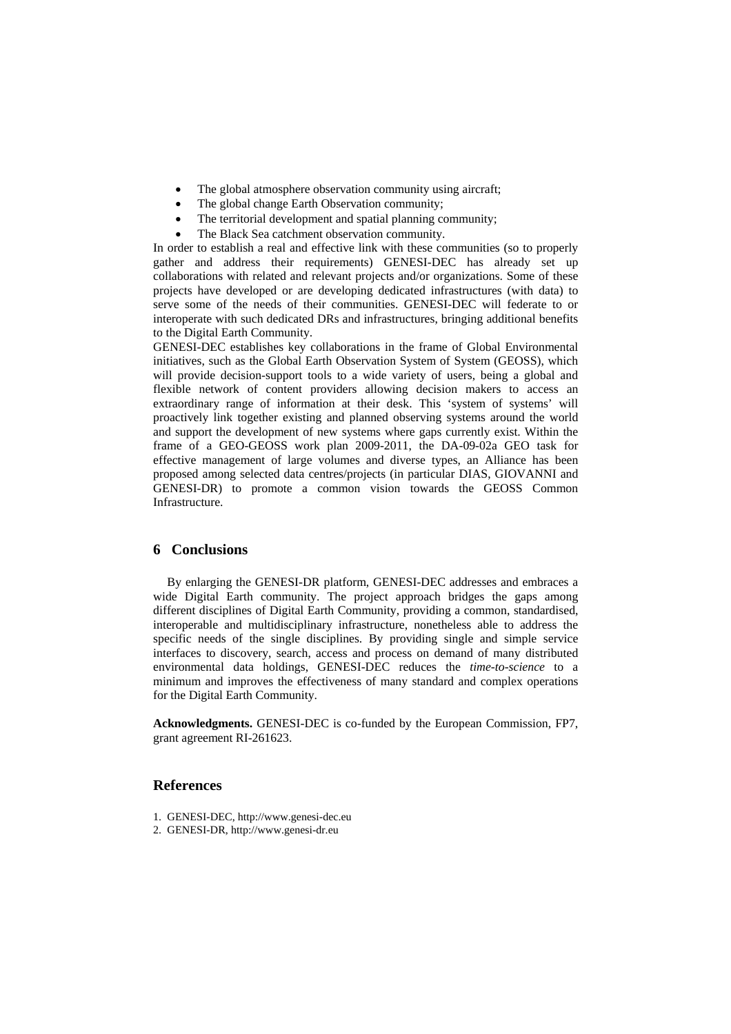- The global atmosphere observation community using aircraft;
- The global change Earth Observation community;
- The territorial development and spatial planning community;
- The Black Sea catchment observation community.

In order to establish a real and effective link with these communities (so to properly gather and address their requirements) GENESI-DEC has already set up collaborations with related and relevant projects and/or organizations. Some of these projects have developed or are developing dedicated infrastructures (with data) to serve some of the needs of their communities. GENESI-DEC will federate to or interoperate with such dedicated DRs and infrastructures, bringing additional benefits to the Digital Earth Community.

GENESI-DEC establishes key collaborations in the frame of Global Environmental initiatives, such as the Global Earth Observation System of System (GEOSS), which will provide decision-support tools to a wide variety of users, being a global and flexible network of content providers allowing decision makers to access an extraordinary range of information at their desk. This 'system of systems' will proactively link together existing and planned observing systems around the world and support the development of new systems where gaps currently exist. Within the frame of a GEO-GEOSS work plan 2009-2011, the DA-09-02a GEO task for effective management of large volumes and diverse types, an Alliance has been proposed among selected data centres/projects (in particular DIAS, GIOVANNI and GENESI-DR) to promote a common vision towards the GEOSS Common Infrastructure.

## 6 Conclusions

By enlarging the GENESI-DR platform, GENESI-DEC addresses and embraces a wide Digital Earth community. The project approach bridges the gaps among different disciplines of Digital Earth Community, providing a common, standardised, interoperable and multidisciplinary infrastructure, nonetheless able to address the specific needs of the single disciplines. By providing single and simple service interfaces to discovery, search, access and process on demand of many distributed environmental data holdings, GENESI-DEC reduces the *time-to-science* to a minimum and improves the effectiveness of many standard and complex operations for the Digital Earth Community.

**Acknowledgments.** GENESI-DEC is co-funded by the European Commission, FP7, grant agreement RI-261623.

## References

1. GENESI-DEC, http://www.genesi-dec.eu
2. GENESI-DR, http://www.genesi-dr.eu